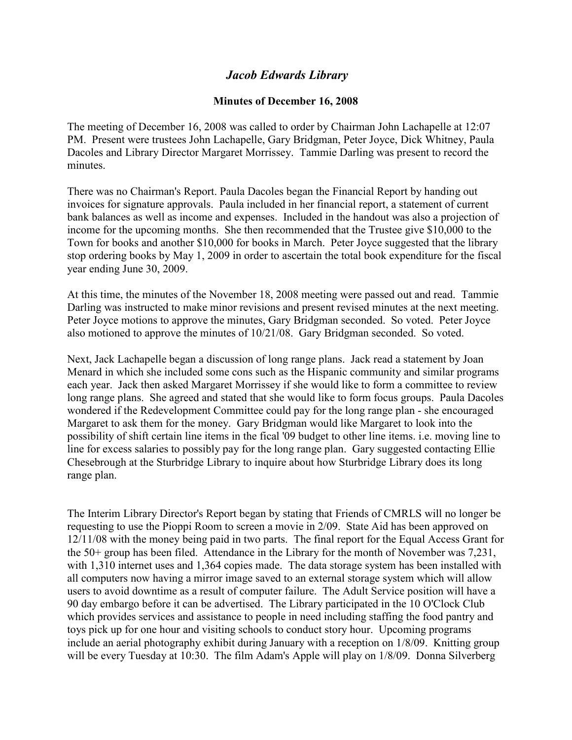# *Jacob Edwards Library*

**Minutes of December 16, 2008**

The meeting of December 16, 2008 was called to order by Chairman John Lachapelle at 12:07 PM. Present were trustees John Lachapelle, Gary Bridgman, Peter Joyce, Dick Whitney, Paula Dacoles and Library Director Margaret Morrissey. Tammie Darling was present to record the minutes.

There was no Chairman's Report. Paula Dacoles began the Financial Report by handing out invoices for signature approvals. Paula included in her financial report, a statement of current bank balances as well as income and expenses. Included in the handout was also a projection of income for the upcoming months. She then recommended that the Trustee give $10,000 to the Town for books and another $10,000 for books in March. Peter Joyce suggested that the library stop ordering books by May 1, 2009 in order to ascertain the total book expenditure for the fiscal year ending June 30, 2009.

At this time, the minutes of the November 18, 2008 meeting were passed out and read. Tammie Darling was instructed to make minor revisions and present revised minutes at the next meeting. Peter Joyce motions to approve the minutes, Gary Bridgman seconded. So voted. Peter Joyce also motioned to approve the minutes of 10/21/08. Gary Bridgman seconded. So voted.

Next, Jack Lachapelle began a discussion of long range plans. Jack read a statement by Joan Menard in which she included some cons such as the Hispanic community and similar programs each year. Jack then asked Margaret Morrissey if she would like to form a committee to review long range plans. She agreed and stated that she would like to form focus groups. Paula Dacoles wondered if the Redevelopment Committee could pay for the long range plan - she encouraged Margaret to ask them for the money. Gary Bridgman would like Margaret to look into the possibility of shift certain line items in the fical '09 budget to other line items. i.e. moving line to line for excess salaries to possibly pay for the long range plan. Gary suggested contacting Ellie Chesebrough at the Sturbridge Library to inquire about how Sturbridge Library does its long range plan.

The Interim Library Director's Report began by stating that Friends of CMRLS will no longer be requesting to use the Pioppi Room to screen a movie in 2/09. State Aid has been approved on 12/11/08 with the money being paid in two parts. The final report for the Equal Access Grant for the 50+ group has been filed. Attendance in the Library for the month of November was 7,231, with 1,310 internet uses and 1,364 copies made. The data storage system has been installed with all computers now having a mirror image saved to an external storage system which will allow users to avoid downtime as a result of computer failure. The Adult Service position will have a 90 day embargo before it can be advertised. The Library participated in the 10 O'Clock Club which provides services and assistance to people in need including staffing the food pantry and toys pick up for one hour and visiting schools to conduct story hour. Upcoming programs include an aerial photography exhibit during January with a reception on 1/8/09. Knitting group will be every Tuesday at 10:30. The film Adam's Apple will play on 1/8/09. Donna Silverberg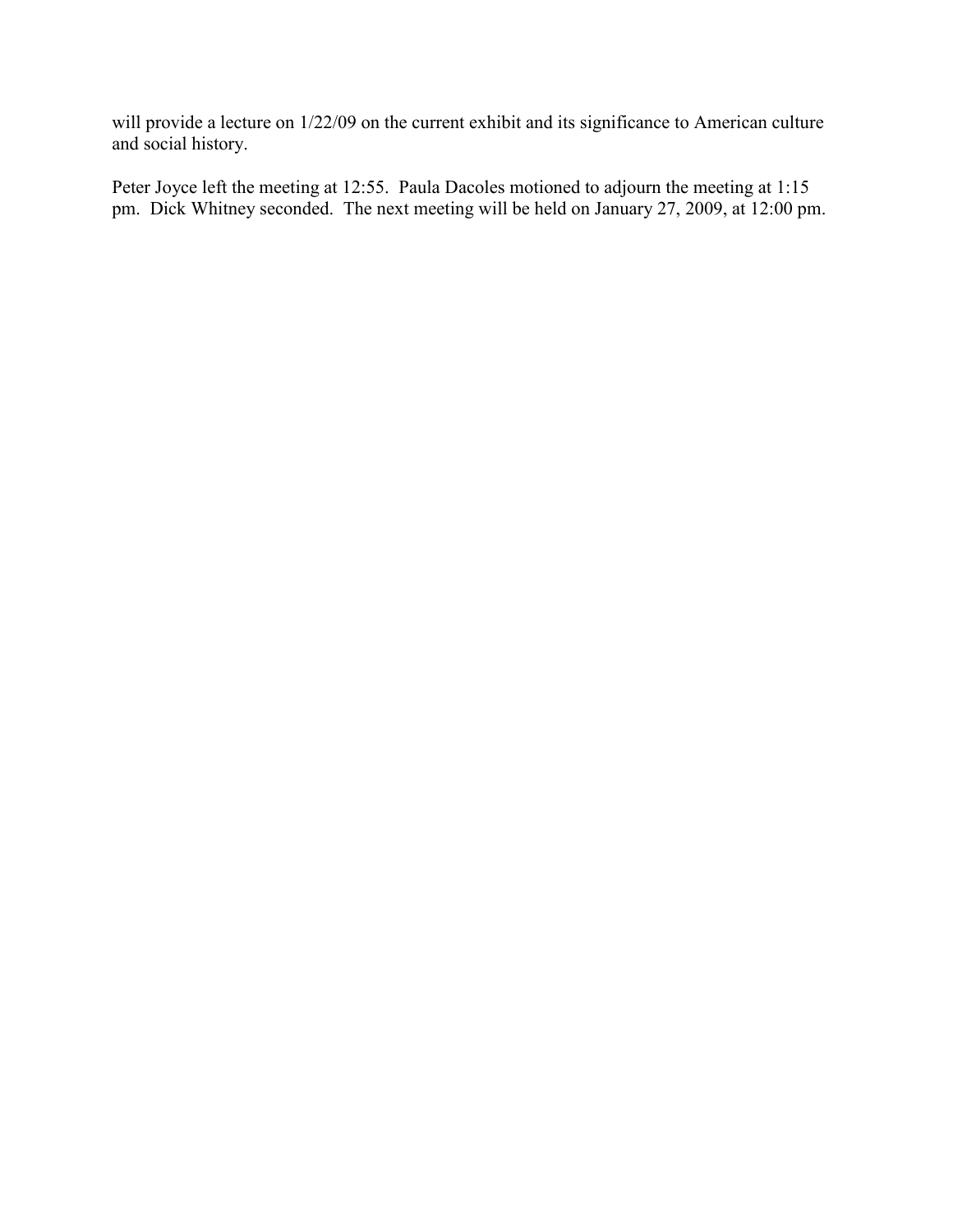will provide a lecture on 1/22/09 on the current exhibit and its significance to American culture and social history.

Peter Joyce left the meeting at 12:55. Paula Dacoles motioned to adjourn the meeting at 1:15 pm. Dick Whitney seconded. The next meeting will be held on January 27, 2009, at 12:00 pm.